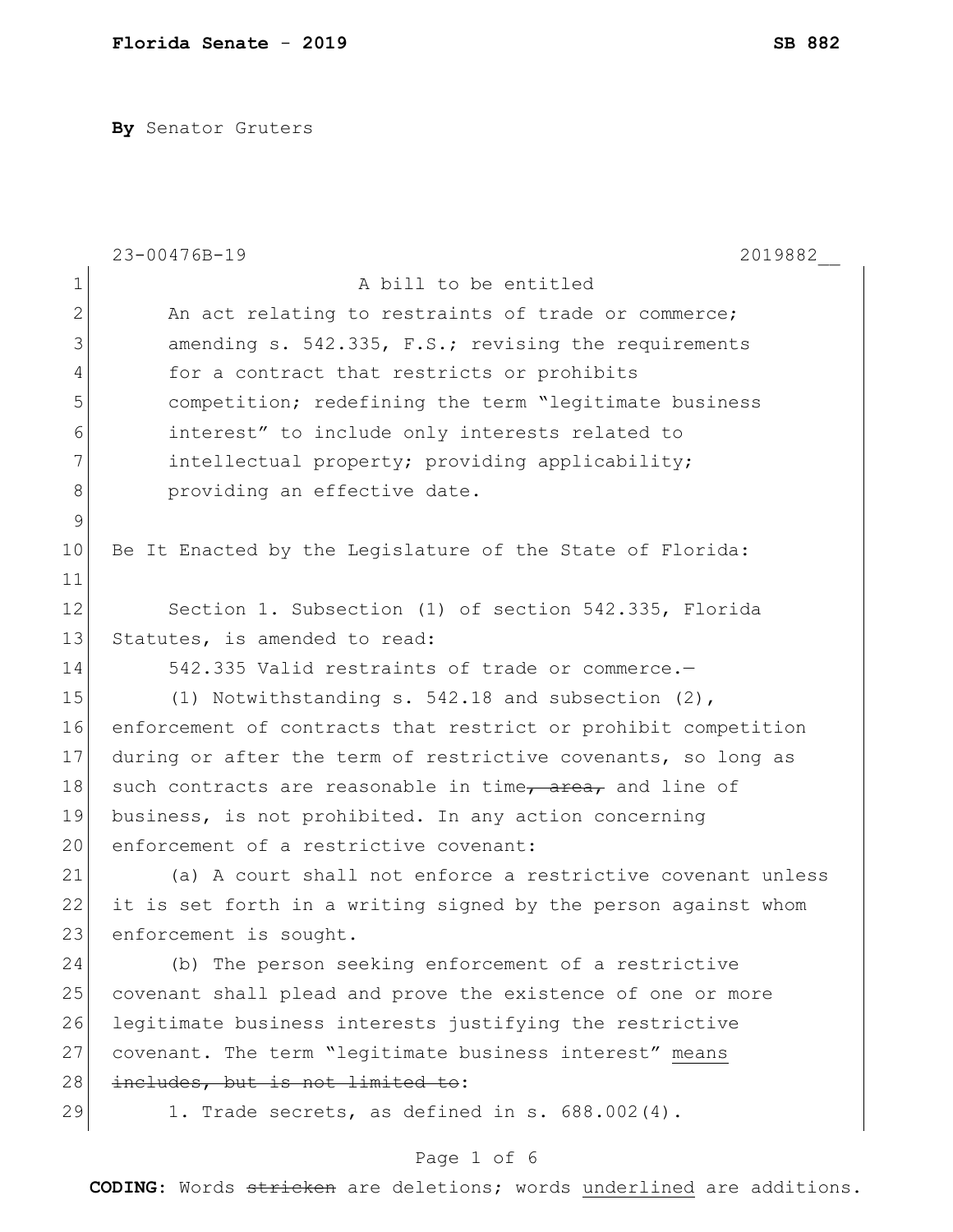**By** Senator Gruters

A bill to be entitled

An act relating to restraints of trade or commerce; amending s. 542.335, F.S.; revising the requirements for a contract that restricts or prohibits competition; redefining the term "legitimate business interest" to include only interests related to intellectual property; providing applicability; providing an effective date.

Be It Enacted by the Legislature of the State of Florida:

Section 1. Subsection (1) of section 542.335, Florida Statutes, is amended to read:

542.335 Valid restraints of trade or commerce.—

(1) Notwithstanding s. 542.18 and subsection (2), enforcement of contracts that restrict or prohibit competition during or after the term of restrictive covenants, so long as such contracts are reasonable in time~~, area,~~ and line of business, is not prohibited. In any action concerning enforcement of a restrictive covenant:

(a) A court shall not enforce a restrictive covenant unless it is set forth in a writing signed by the person against whom enforcement is sought.

(b) The person seeking enforcement of a restrictive covenant shall plead and prove the existence of one or more legitimate business interests justifying the restrictive covenant. The term "legitimate business interest" <u>means</u> ~~includes, but is not limited to~~:

1. Trade secrets, as defined in s. 688.002(4).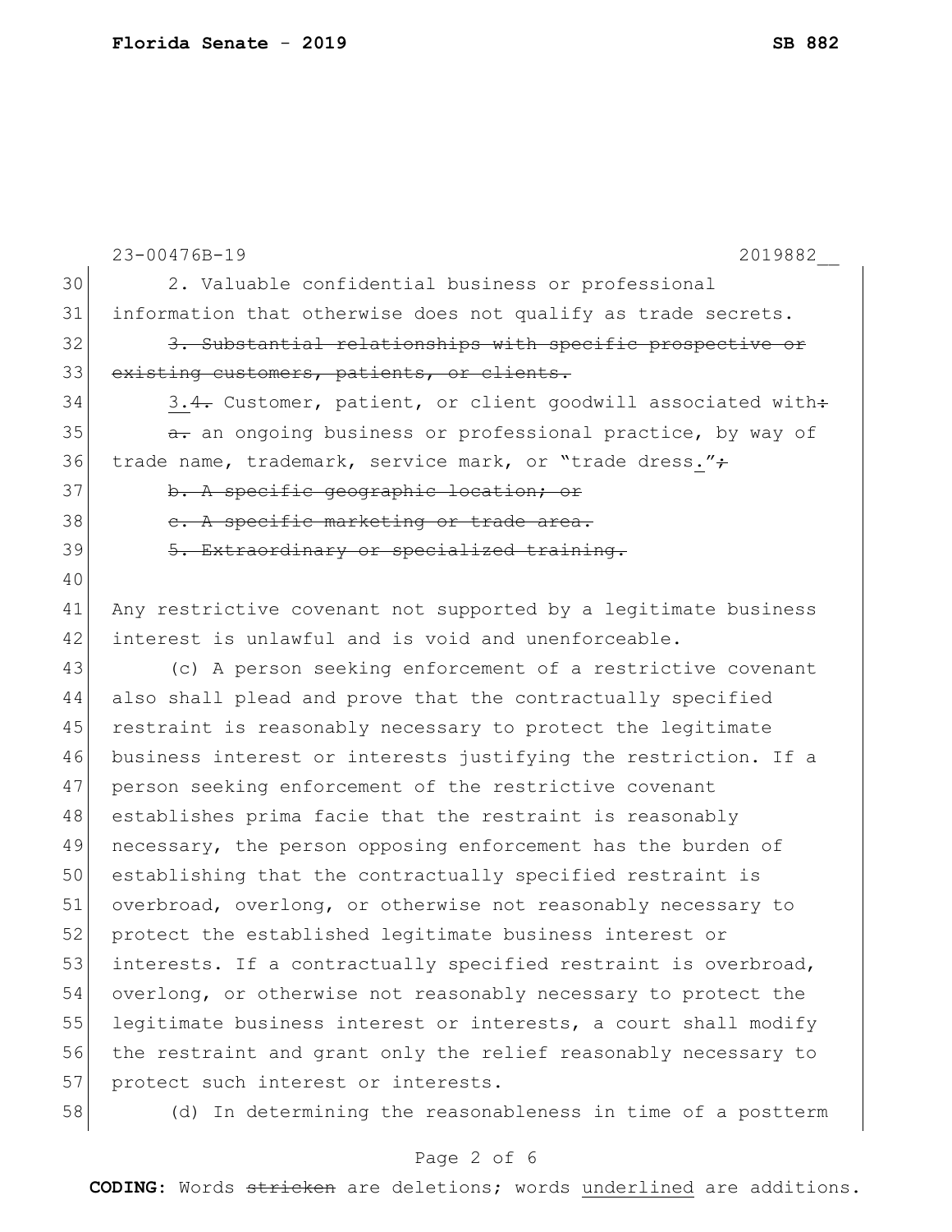23-00476B-19 2019882__

30 2. Valuable confidential business or professional
31 information that otherwise does not qualify as trade secrets.
32 ~~3. Substantial relationships with specific prospective or~~
33 ~~existing customers, patients, or clients.~~
34 <u>3.</u>~~4.~~ Customer, patient, or client goodwill associated with~~:~~
35 ~~a.~~ an ongoing business or professional practice, by way of
36 trade name, trademark, service mark, or "trade dress<u>.</u>"~~;~~
37 ~~b. A specific geographic location; or~~
38 ~~c. A specific marketing or trade area.~~
39 ~~5. Extraordinary or specialized training.~~
40
41 Any restrictive covenant not supported by a legitimate business
42 interest is unlawful and is void and unenforceable.
43 (c) A person seeking enforcement of a restrictive covenant
44 also shall plead and prove that the contractually specified
45 restraint is reasonably necessary to protect the legitimate
46 business interest or interests justifying the restriction. If a
47 person seeking enforcement of the restrictive covenant
48 establishes prima facie that the restraint is reasonably
49 necessary, the person opposing enforcement has the burden of
50 establishing that the contractually specified restraint is
51 overbroad, overlong, or otherwise not reasonably necessary to
52 protect the established legitimate business interest or
53 interests. If a contractually specified restraint is overbroad,
54 overlong, or otherwise not reasonably necessary to protect the
55 legitimate business interest or interests, a court shall modify
56 the restraint and grant only the relief reasonably necessary to
57 protect such interest or interests.
58 (d) In determining the reasonableness in time of a postterm

**CODING:** Words ~~stricken~~ are deletions; words <u>underlined</u> are additions.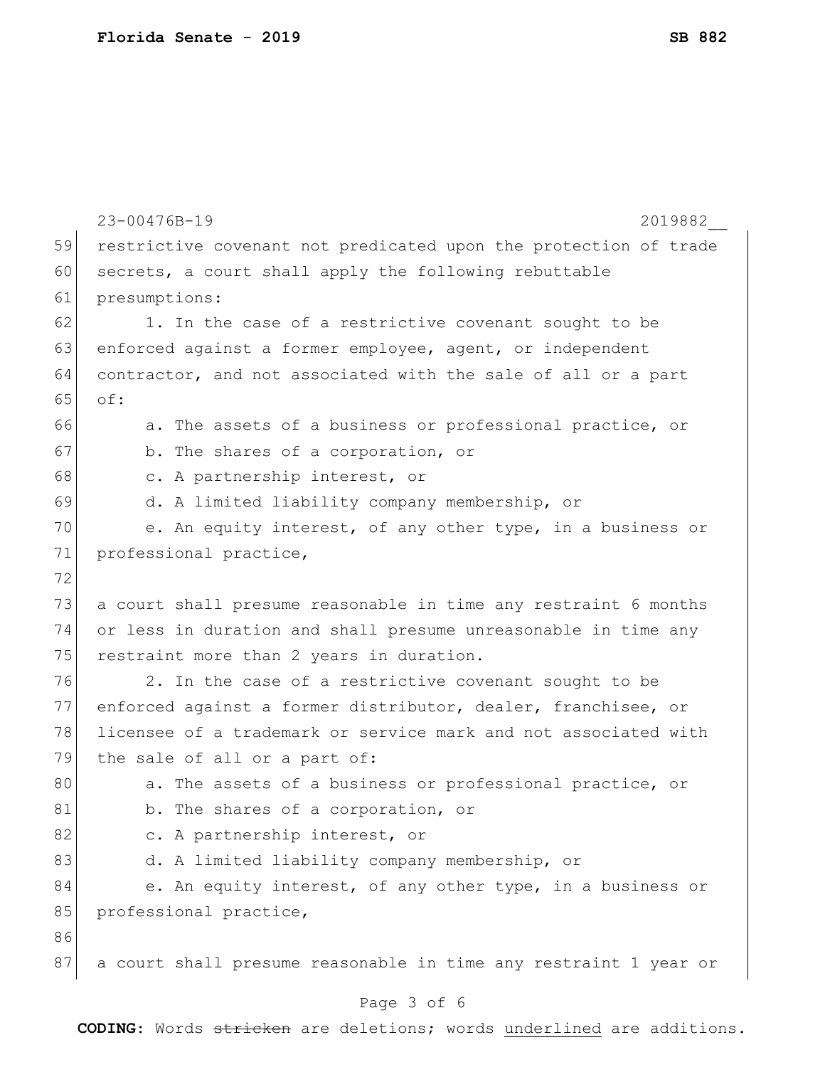restrictive covenant not predicated upon the protection of trade secrets, a court shall apply the following rebuttable presumptions:

1. In the case of a restrictive covenant sought to be enforced against a former employee, agent, or independent contractor, and not associated with the sale of all or a part of:

a. The assets of a business or professional practice, or

b. The shares of a corporation, or

c. A partnership interest, or

d. A limited liability company membership, or

e. An equity interest, of any other type, in a business or professional practice,

a court shall presume reasonable in time any restraint 6 months or less in duration and shall presume unreasonable in time any restraint more than 2 years in duration.

2. In the case of a restrictive covenant sought to be enforced against a former distributor, dealer, franchisee, or licensee of a trademark or service mark and not associated with the sale of all or a part of:

a. The assets of a business or professional practice, or

b. The shares of a corporation, or

c. A partnership interest, or

d. A limited liability company membership, or

e. An equity interest, of any other type, in a business or professional practice,

a court shall presume reasonable in time any restraint 1 year or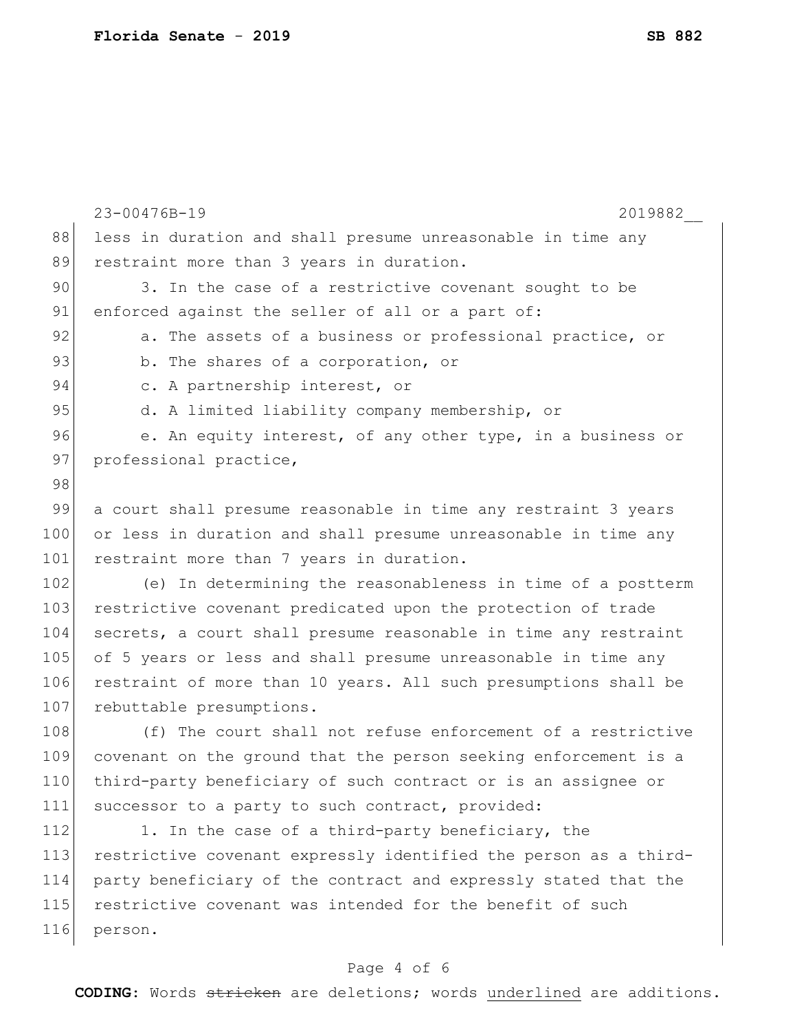less in duration and shall presume unreasonable in time any restraint more than 3 years in duration.

3. In the case of a restrictive covenant sought to be enforced against the seller of all or a part of:

a. The assets of a business or professional practice, or

b. The shares of a corporation, or

c. A partnership interest, or

d. A limited liability company membership, or

e. An equity interest, of any other type, in a business or professional practice,

a court shall presume reasonable in time any restraint 3 years or less in duration and shall presume unreasonable in time any restraint more than 7 years in duration.

(e) In determining the reasonableness in time of a postterm restrictive covenant predicated upon the protection of trade secrets, a court shall presume reasonable in time any restraint of 5 years or less and shall presume unreasonable in time any restraint of more than 10 years. All such presumptions shall be rebuttable presumptions.

(f) The court shall not refuse enforcement of a restrictive covenant on the ground that the person seeking enforcement is a third-party beneficiary of such contract or is an assignee or successor to a party to such contract, provided:

1. In the case of a third-party beneficiary, the restrictive covenant expressly identified the person as a third-party beneficiary of the contract and expressly stated that the restrictive covenant was intended for the benefit of such person.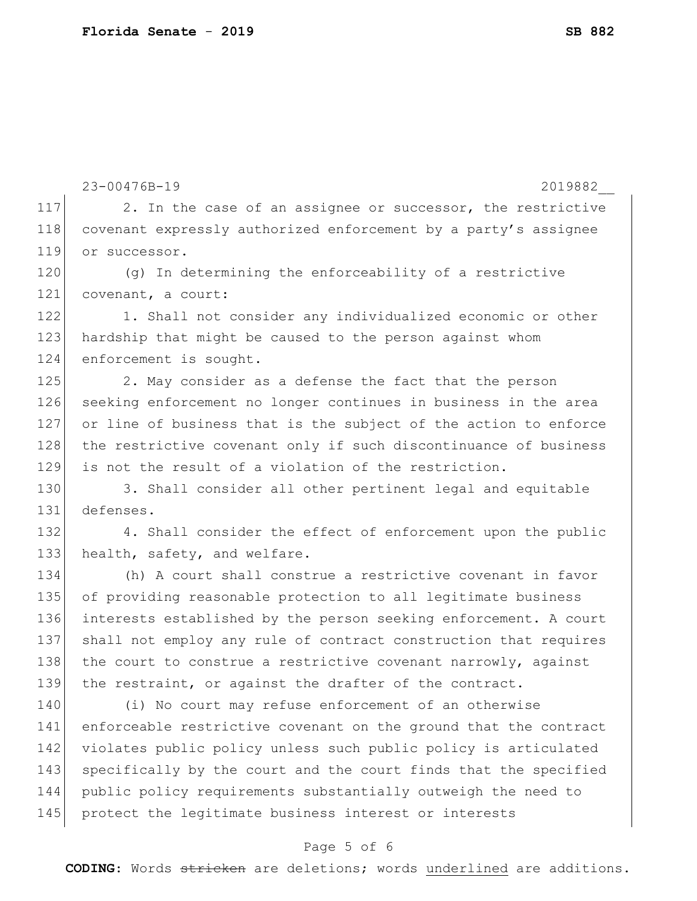2. In the case of an assignee or successor, the restrictive covenant expressly authorized enforcement by a party's assignee or successor.

(g) In determining the enforceability of a restrictive covenant, a court:

1. Shall not consider any individualized economic or other hardship that might be caused to the person against whom enforcement is sought.

2. May consider as a defense the fact that the person seeking enforcement no longer continues in business in the area or line of business that is the subject of the action to enforce the restrictive covenant only if such discontinuance of business is not the result of a violation of the restriction.

3. Shall consider all other pertinent legal and equitable defenses.

4. Shall consider the effect of enforcement upon the public health, safety, and welfare.

(h) A court shall construe a restrictive covenant in favor of providing reasonable protection to all legitimate business interests established by the person seeking enforcement. A court shall not employ any rule of contract construction that requires the court to construe a restrictive covenant narrowly, against the restraint, or against the drafter of the contract.

(i) No court may refuse enforcement of an otherwise enforceable restrictive covenant on the ground that the contract violates public policy unless such public policy is articulated specifically by the court and the court finds that the specified public policy requirements substantially outweigh the need to protect the legitimate business interest or interests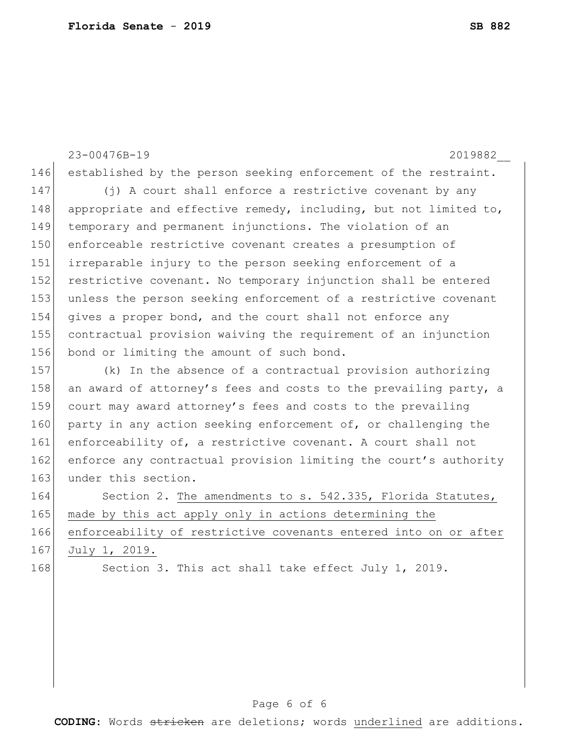established by the person seeking enforcement of the restraint.

(j) A court shall enforce a restrictive covenant by any appropriate and effective remedy, including, but not limited to, temporary and permanent injunctions. The violation of an enforceable restrictive covenant creates a presumption of irreparable injury to the person seeking enforcement of a restrictive covenant. No temporary injunction shall be entered unless the person seeking enforcement of a restrictive covenant gives a proper bond, and the court shall not enforce any contractual provision waiving the requirement of an injunction bond or limiting the amount of such bond.

(k) In the absence of a contractual provision authorizing an award of attorney's fees and costs to the prevailing party, a court may award attorney's fees and costs to the prevailing party in any action seeking enforcement of, or challenging the enforceability of, a restrictive covenant. A court shall not enforce any contractual provision limiting the court's authority under this section.

Section 2. <u>The amendments to s. 542.335, Florida Statutes, made by this act apply only in actions determining the enforceability of restrictive covenants entered into on or after July 1, 2019.</u>

Section 3. This act shall take effect July 1, 2019.